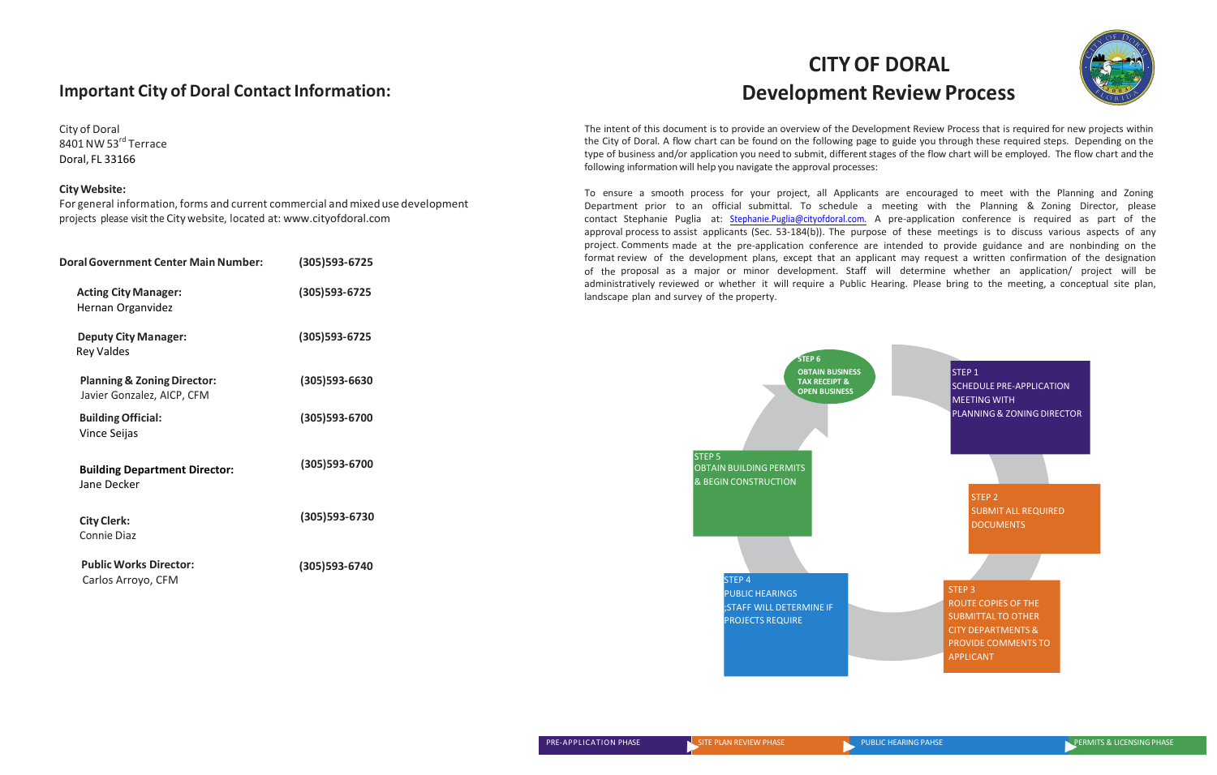## Important City of Doral Contact Information:

City of Doral
8401 NW 53rd Terrace
Doral, FL 33166

**City Website:**
For general information, forms and current commercial and mixed use development projects please visit the City website, located at: www.cityofdoral.com

| | |
|---|---|
| **Doral Government Center Main Number:** | **(305)593-6725** |
| **Acting City Manager:** Hernan Organvidez | **(305)593-6725** |
| **Deputy City Manager:** Rey Valdes | **(305)593-6725** |
| **Planning & Zoning Director:** Javier Gonzalez, AICP, CFM | **(305)593-6630** |
| **Building Official:** Vince Seijas | **(305)593-6700** |
| **Building Department Director:** Jane Decker | **(305)593-6700** |
| **City Clerk:** Connie Diaz | **(305)593-6730** |
| **Public Works Director:** Carlos Arroyo, CFM | **(305)593-6740** |

# CITY OF DORAL
# Development Review Process

The intent of this document is to provide an overview of the Development Review Process that is required for new projects within the City of Doral. A flow chart can be found on the following page to guide you through these required steps. Depending on the type of business and/or application you need to submit, different stages of the flow chart will be employed. The flow chart and the following information will help you navigate the approval processes:

To ensure a smooth process for your project, all Applicants are encouraged to meet with the Planning and Zoning Department prior to an official submittal. To schedule a meeting with the Planning & Zoning Director, please contact Stephanie Puglia at: Stephanie.Puglia@cityofdoral.com. A pre-application conference is required as part of the approval process to assist applicants (Sec. 53-184(b)). The purpose of these meetings is to discuss various aspects of any project. Comments made at the pre-application conference are intended to provide guidance and are nonbinding on the format review of the development plans, except that an applicant may request a written confirmation of the designation of the proposal as a major or minor development. Staff will determine whether an application/ project will be administratively reviewed or whether it will require a Public Hearing. Please bring to the meeting, a conceptual site plan, landscape plan and survey of the property.

STEP 1
SCHEDULE PRE-APPLICATION MEETING WITH PLANNING & ZONING DIRECTOR

STEP 2
SUBMIT ALL REQUIRED DOCUMENTS

STEP 3
ROUTE COPIES OF THE SUBMITTAL TO OTHER CITY DEPARTMENTS & PROVIDE COMMENTS TO APPLICANT

STEP 4
PUBLIC HEARINGS
;STAFF WILL DETERMINE IF PROJECTS REQUIRE

STEP 5
OBTAIN BUILDING PERMITS & BEGIN CONSTRUCTION

STEP 6
OBTAIN BUSINESS TAX RECEIPT & OPEN BUSINESS

PRE-APPLICATION PHASE → SITE PLAN REVIEW PHASE → PUBLIC HEARING PAHSE → PERMITS & LICENSING PHASE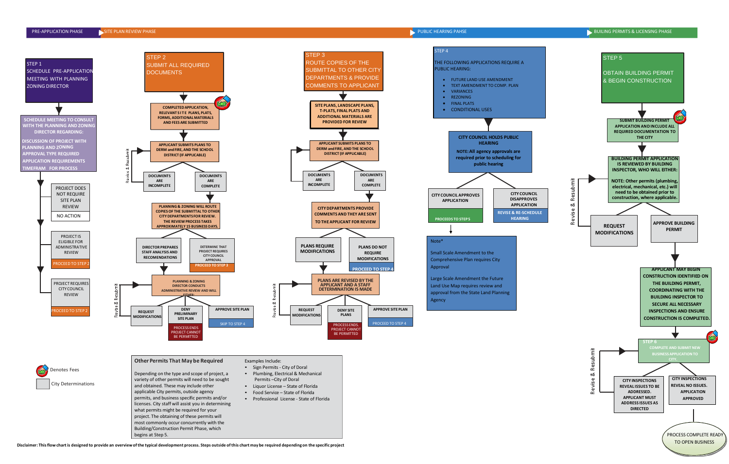PRE-APPLICATION PHASE | SITE PLAN REVIEW PHASE | PUBLIC HEARING PAHSE | BUILING PERMITS & LICENSING PHASE

## STEP 1
SCHEDULE PRE-APPLICATION MEETING WITH PLANNING ZONING DIRECTOR

SCHEDULE MEETING TO CONSULT WITH THE PLANNING AND ZONING DIRECTOR REGARDING:

DISCUSSION OF PROJECT WITH PLANNING AND ZONING
APPROVAL TYPE REQUIRED
APPLICATION REQUIREMENTS
TIMEFRAM FOR PROCESS

PROJECT DOES NOT REQUIRE SITE PLAN REVIEW
NO ACTION

PROJECT IS ELIGIBLE FOR ADMINISTRATIVE REVIEW
PROCEED TO STEP 2

PROJECT REQUIRES CITY COUNCIL REVIEW
PROCEED TO STEP 2

## STEP 2
SUBMIT ALL REQUIRED DOCUMENTS

COMPLETED APPLICATION, RELEVANT SITE PLANS, PLATS, FORMS, ADDITIONAL MATERIALS AND FEES ARE SUBMITTED

APPLICANT SUBMITS PLANS TO DERM and FIRE, AND THE SCHOOL DISTRICT (IF APPLICABLE)

Revise & Resubmit

DOCUMENTS ARE INCOMPLETE

DOCUMENTS ARE COMPLETE

PLANNING & ZONING WILL ROUTE COPIES OF THE SUBMITTAL TO OTHER CITY DEPARTMENTS FOR REVIEW. THE REVIEW PROCESS TAKES APPROXIMATELY 15 BUSINESS DAYS.

DIRECTOR PREPARES STAFF ANALYSIS AND RECOMENDATIONS

DETERMINE THAT PROJECT REQUIRES CITY COUNCIL APPROVAL
PROCEED TO STEP 3

PLANNING & ZONING DIRECTOR CONDUCTS ADMINISTRATIVE REVIEW AND WILL EITHER:

REQUEST MODIFICATIONS

DENY PRELIMINARY SITE PLAN
PROCESS ENDS PROJECT CANNOT BE PERMITTED

APPROVE SITE PLAN
SKIP TO STEP 4

## STEP 3
ROUTE COPIES OF THE SUBMITTAL TO OTHER CITY DEPARTMENTS & PROVIDE COMMENTS TO APPLICANT

SITE PLANS, LANDSCAPE PLANS, T-PLATS, FINAL PLATS AND ADDITIONAL MATERIALS ARE PROVIDED FOR REVIEW

APPLICANT SUBMITS PLANS TO DERM and FIRE, AND THE SCHOOL DISTRICT (IF APPLICABLE)

DOCUMENTS ARE INCOMPLETE

DOCUMENTS ARE COMPLETE

CITY DEPARTMENTS PROVIDE COMMENTS AND THEY ARE SENT TO THE APPLICANT FOR REVIEW

PLANS REQUIRE MODIFICATIONS

PLANS DO NOT REQUIRE MODIFICATIONS
PROCEED TO STEP 4

PLANS ARE REVISED BY THE APPLICANT AND A STAFF DETERMINATION IS MADE

Revise & Resubmit

REQUEST MODIFICATIONS

DENY SITE PLANS
PROCESS ENDS. PROJECT CANNOT BE PERMITTED

APPROVE SITE PLAN
PROCEED TO STEP 4

## STEP 4
THE FOLLOWING APPLICATIONS REQUIRE A PUBLIC HEARING:

- FUTURE LAND USE AMENDMENT
- TEXT AMENDMENT TO COMP. PLAN
- VARIANCES
- REZONING
- FINAL PLATS
- CONDITIONAL USES

CITY COUNCIL HOLDS PUBLIC HEARING

NOTE: All agency approvals are required prior to scheduling for public hearing

CITY COUNCIL APPROVES APPLICATION
PROCEEDS TO STEP 5

CITY COUNCIL DISAPPROVES APPLICATION
REVISE & RE-SCHEDULE HEARING

Note*

Small Scale Amendment to the Comprehensive Plan requires City Approval

Large Scale Amendment the Future Land Use Map requires review and approval from the State Land Planning Agency

## STEP 5
OBTAIN BUILDING PERMIT & BEGIN CONSTRUCTION

SUBMIT BUILDING PERMIT APPLICATION AND INCLUDE ALL REQUIRED DOCUMENTATION TO THE CITY

BUILDING PERMIT APPLICATION IS REVIEWED BY BUILDING INSPECTOR, WHO WILL EITHER:

NOTE: Other permits (plumbing, electrical, mechanical, etc.) will need to be obtained prior to construction, where applicable.

Revise & Resubmit

REQUEST MODIFICATIONS

APPROVE BUILDING PERMIT

APPLICANT MAY BEGIN CONSTRUCTION IDENTIFIED ON THE BUILDING PERMIT, COORDINATING WITH THE BUILDING INSPECTOR TO SECURE ALL NECESSARY INSPECTIONS AND ENSURE CONSTRUCTION IS COMPLETED.

## STEP 6
COMPLETE AND SUBMIT NEW BUSINESS APPLICATION TO CITY.

Revise & Resubmit

CITY INSPECTIONS REVEAL ISSUES TO BE ADDRESSED. APPLICANT MUST ADDRESS ISSUES AS DIRECTED

CITY INSPECTIONS REVEAL NO ISSUES. APPLICATION APPROVED

PROCESS COMPLETE READY TO OPEN BUSINESS

Denotes Fees

City Determinations

### Other Permits That May be Required

Depending on the type and scope of project, a variety of other permits will need to be sought and obtained. These may include other applicable City permits, outside agency permits, and business specific permits and/or licenses. City staff will assist you in determining what permits might be required for your project. The obtaining of these permits will most commonly occur concurrently with the Building/Construction Permit Phase, which begins at Step 5.

Examples Include:

- Sign Permits - City of Doral
- Plumbing, Electrical & Mechanical Permits –City of Doral
- Liquor License – State of Florida
- Food Service – State of Florida
- Professional License - State of Florida

**Disclaimer: This flow chart is designed to provide an overview of the typical development process. Steps outside of this chart may be required depending on the specific project**